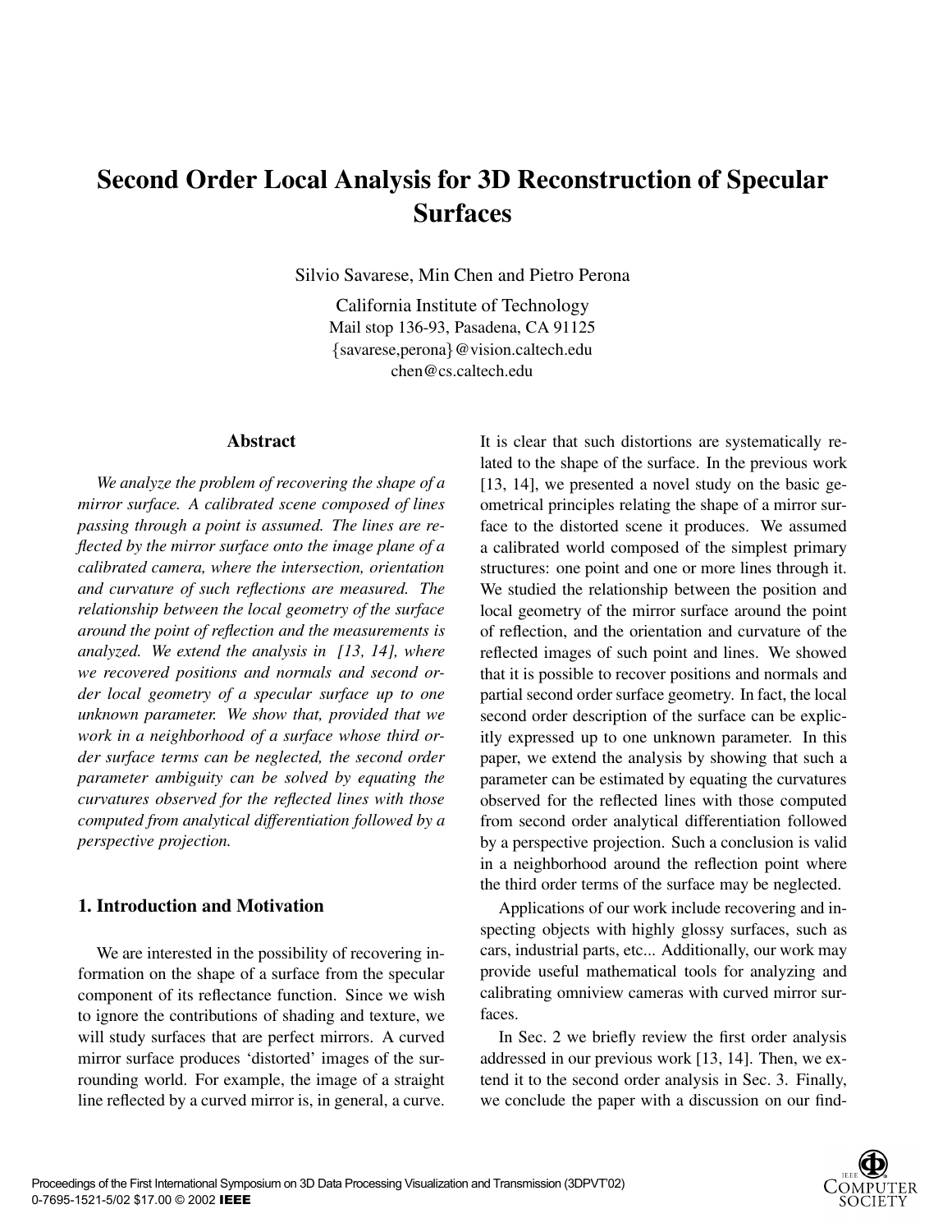# Second Order Local Analysis for 3D Reconstruction of Specular Surfaces

Silvio Savarese, Min Chen and Pietro Perona

California Institute of Technology
Mail stop 136-93, Pasadena, CA 91125
{savarese,perona}@vision.caltech.edu
chen@cs.caltech.edu

## Abstract

*We analyze the problem of recovering the shape of a mirror surface. A calibrated scene composed of lines passing through a point is assumed. The lines are reflected by the mirror surface onto the image plane of a calibrated camera, where the intersection, orientation and curvature of such reflections are measured. The relationship between the local geometry of the surface around the point of reflection and the measurements is analyzed. We extend the analysis in [13, 14], where we recovered positions and normals and second order local geometry of a specular surface up to one unknown parameter. We show that, provided that we work in a neighborhood of a surface whose third order surface terms can be neglected, the second order parameter ambiguity can be solved by equating the curvatures observed for the reflected lines with those computed from analytical differentiation followed by a perspective projection.*

## 1. Introduction and Motivation

We are interested in the possibility of recovering information on the shape of a surface from the specular component of its reflectance function. Since we wish to ignore the contributions of shading and texture, we will study surfaces that are perfect mirrors. A curved mirror surface produces 'distorted' images of the surrounding world. For example, the image of a straight line reflected by a curved mirror is, in general, a curve. It is clear that such distortions are systematically related to the shape of the surface. In the previous work [13, 14], we presented a novel study on the basic geometrical principles relating the shape of a mirror surface to the distorted scene it produces. We assumed a calibrated world composed of the simplest primary structures: one point and one or more lines through it. We studied the relationship between the position and local geometry of the mirror surface around the point of reflection, and the orientation and curvature of the reflected images of such point and lines. We showed that it is possible to recover positions and normals and partial second order surface geometry. In fact, the local second order description of the surface can be explicitly expressed up to one unknown parameter. In this paper, we extend the analysis by showing that such a parameter can be estimated by equating the curvatures observed for the reflected lines with those computed from second order analytical differentiation followed by a perspective projection. Such a conclusion is valid in a neighborhood around the reflection point where the third order terms of the surface may be neglected.

Applications of our work include recovering and inspecting objects with highly glossy surfaces, such as cars, industrial parts, etc... Additionally, our work may provide useful mathematical tools for analyzing and calibrating omniview cameras with curved mirror surfaces.

In Sec. 2 we briefly review the first order analysis addressed in our previous work [13, 14]. Then, we extend it to the second order analysis in Sec. 3. Finally, we conclude the paper with a discussion on our find-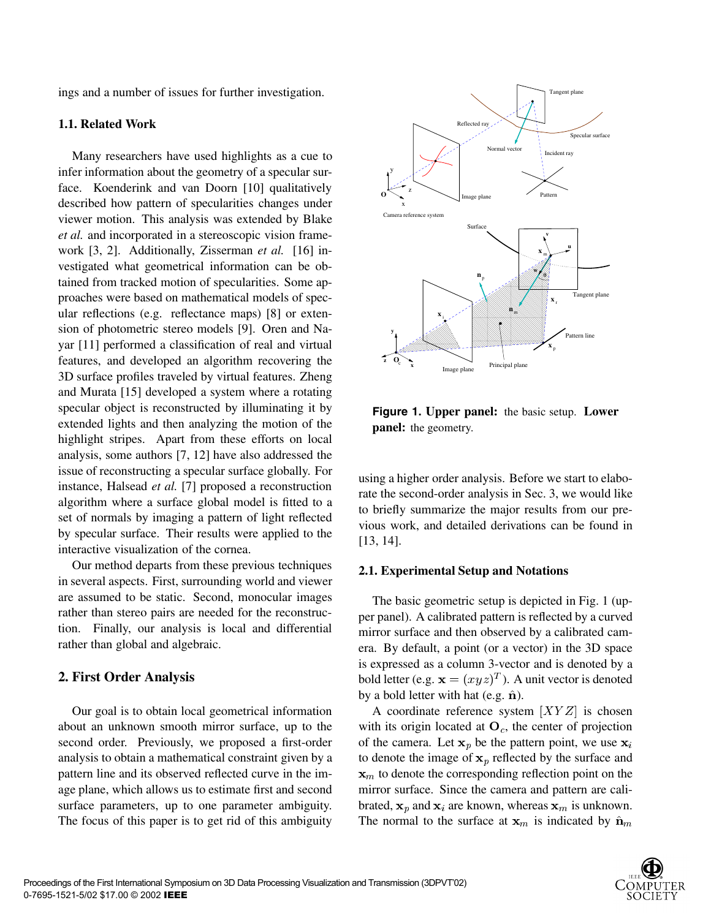ings and a number of issues for further investigation.

### 1.1. Related Work

Many researchers have used highlights as a cue to infer information about the geometry of a specular surface. Koenderink and van Doorn [10] qualitatively described how pattern of specularities changes under viewer motion. This analysis was extended by Blake *et al.* and incorporated in a stereoscopic vision framework [3, 2]. Additionally, Zisserman *et al.* [16] investigated what geometrical information can be obtained from tracked motion of specularities. Some approaches were based on mathematical models of specular reflections (e.g. reflectance maps) [8] or extension of photometric stereo models [9]. Oren and Nayar [11] performed a classification of real and virtual features, and developed an algorithm recovering the 3D surface profiles traveled by virtual features. Zheng and Murata [15] developed a system where a rotating specular object is reconstructed by illuminating it by extended lights and then analyzing the motion of the highlight stripes. Apart from these efforts on local analysis, some authors [7, 12] have also addressed the issue of reconstructing a specular surface globally. For instance, Halsead *et al.* [7] proposed a reconstruction algorithm where a surface global model is fitted to a set of normals by imaging a pattern of light reflected by specular surface. Their results were applied to the interactive visualization of the cornea.

Our method departs from these previous techniques in several aspects. First, surrounding world and viewer are assumed to be static. Second, monocular images rather than stereo pairs are needed for the reconstruction. Finally, our analysis is local and differential rather than global and algebraic.

## 2. First Order Analysis

Our goal is to obtain local geometrical information about an unknown smooth mirror surface, up to the second order. Previously, we proposed a first-order analysis to obtain a mathematical constraint given by a pattern line and its observed reflected curve in the image plane, which allows us to estimate first and second surface parameters, up to one parameter ambiguity. The focus of this paper is to get rid of this ambiguity using a higher order analysis. Before we start to elaborate the second-order analysis in Sec. 3, we would like to briefly summarize the major results from our previous work, and detailed derivations can be found in [13, 14].

**Figure 1. Upper panel:** the basic setup. **Lower panel:** the geometry.

### 2.1. Experimental Setup and Notations

The basic geometric setup is depicted in Fig. 1 (upper panel). A calibrated pattern is reflected by a curved mirror surface and then observed by a calibrated camera. By default, a point (or a vector) in the 3D space is expressed as a column 3-vector and is denoted by a bold letter (e.g. $\mathbf{x} = (x y z)^T$). A unit vector is denoted by a bold letter with hat (e.g. $\hat{\mathbf{n}}$).

A coordinate reference system $[XYZ]$ is chosen with its origin located at $\mathbf{O}_c$, the center of projection of the camera. Let $\mathbf{x}_p$ be the pattern point, we use $\mathbf{x}_i$ to denote the image of $\mathbf{x}_p$ reflected by the surface and $\mathbf{x}_m$ to denote the corresponding reflection point on the mirror surface. Since the camera and pattern are calibrated, $\mathbf{x}_p$ and $\mathbf{x}_i$ are known, whereas $\mathbf{x}_m$ is unknown. The normal to the surface at $\mathbf{x}_m$ is indicated by $\hat{\mathbf{n}}_m$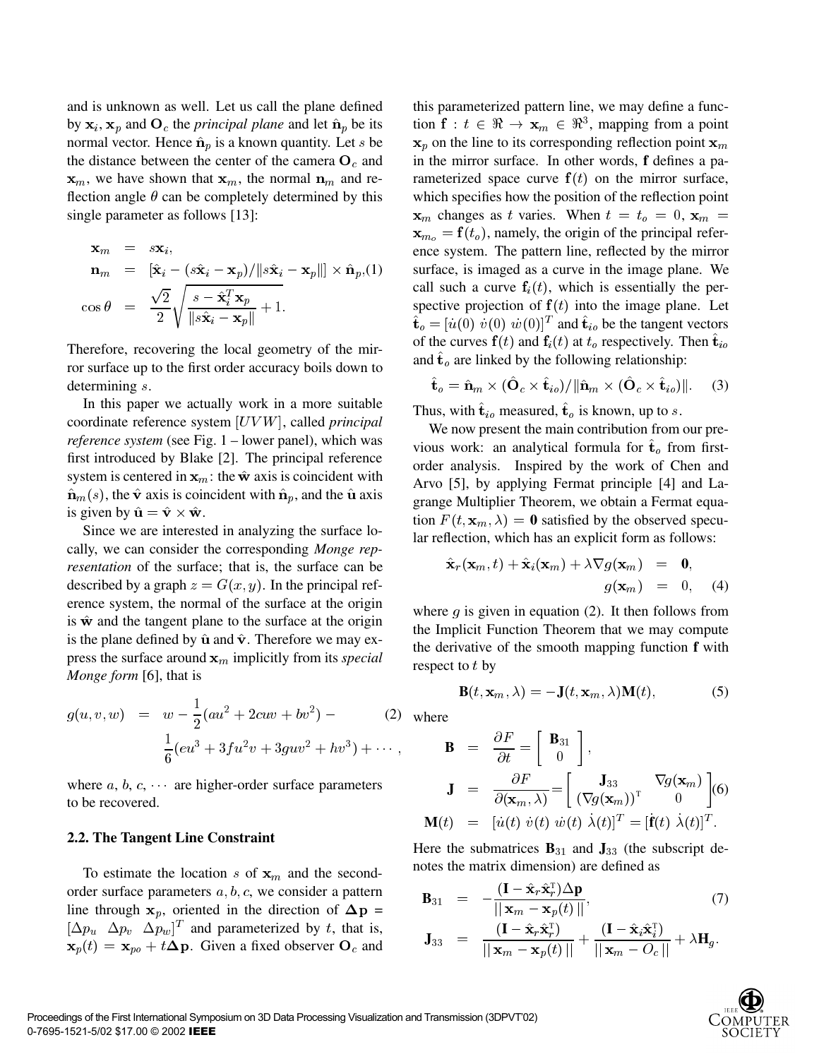and is unknown as well. Let us call the plane defined by $\mathbf{x}_i$, $\mathbf{x}_p$ and $\mathbf{O}_c$ the *principal plane* and let $\hat{\mathbf{n}}_p$ be its normal vector. Hence $\hat{\mathbf{n}}_p$ is a known quantity. Let $s$ be the distance between the center of the camera $\mathbf{O}_c$ and $\mathbf{x}_m$, we have shown that $\mathbf{x}_m$, the normal $\mathbf{n}_m$ and reflection angle $\theta$ can be completely determined by this single parameter as follows [13]:

$$
\begin{aligned}
\mathbf{x}_m &= s\mathbf{x}_i, \\
\mathbf{n}_m &= [\hat{\mathbf{x}}_i - (s\hat{\mathbf{x}}_i - \mathbf{x}_p)/\|s\hat{\mathbf{x}}_i - \mathbf{x}_p\|] \times \hat{\mathbf{n}}_p, \quad (1) \\
\cos\theta &= \frac{\sqrt{2}}{2}\sqrt{\frac{s - \hat{\mathbf{x}}_i^T\mathbf{x}_p}{\|s\hat{\mathbf{x}}_i - \mathbf{x}_p\|} + 1}.
\end{aligned}
$$

Therefore, recovering the local geometry of the mirror surface up to the first order accuracy boils down to determining $s$.

In this paper we actually work in a more suitable coordinate reference system $[UVW]$, called *principal reference system* (see Fig. 1 – lower panel), which was first introduced by Blake [2]. The principal reference system is centered in $\mathbf{x}_m$: the $\hat{\mathbf{w}}$ axis is coincident with $\hat{\mathbf{n}}_m(s)$, the $\hat{\mathbf{v}}$ axis is coincident with $\hat{\mathbf{n}}_p$, and the $\hat{\mathbf{u}}$ axis is given by $\hat{\mathbf{u}} = \hat{\mathbf{v}} \times \hat{\mathbf{w}}$.

Since we are interested in analyzing the surface locally, we can consider the corresponding *Monge representation* of the surface; that is, the surface can be described by a graph $z = G(x, y)$. In the principal reference system, the normal of the surface at the origin is $\hat{\mathbf{w}}$ and the tangent plane to the surface at the origin is the plane defined by $\hat{\mathbf{u}}$ and $\hat{\mathbf{v}}$. Therefore we may express the surface around $\mathbf{x}_m$ implicitly from its *special Monge form* [6], that is

$$
\begin{aligned}
g(u, v, w) &= w - \frac{1}{2}(au^2 + 2cuv + bv^2) - \quad (2) \\
&\quad \frac{1}{6}(eu^3 + 3fu^2v + 3guv^2 + hv^3) + \cdots,
\end{aligned}
$$

where $a$, $b$, $c$, $\cdots$ are higher-order surface parameters to be recovered.

### 2.2. The Tangent Line Constraint

To estimate the location $s$ of $\mathbf{x}_m$ and the second-order surface parameters $a, b, c$, we consider a pattern line through $\mathbf{x}_p$, oriented in the direction of $\mathbf{\Delta p} = [\Delta p_u \;\; \Delta p_v \;\; \Delta p_w]^T$ and parameterized by $t$, that is, $\mathbf{x}_p(t) = \mathbf{x}_{po} + t\mathbf{\Delta p}$. Given a fixed observer $\mathbf{O}_c$ and this parameterized pattern line, we may define a function $\mathbf{f} : t \in \Re \rightarrow \mathbf{x}_m \in \Re^3$, mapping from a point $\mathbf{x}_p$ on the line to its corresponding reflection point $\mathbf{x}_m$ in the mirror surface. In other words, $\mathbf{f}$ defines a parameterized space curve $\mathbf{f}(t)$ on the mirror surface, which specifies how the position of the reflection point $\mathbf{x}_m$ changes as $t$ varies. When $t = t_o = 0$, $\mathbf{x}_m = \mathbf{x}_{m_o} = \mathbf{f}(t_o)$, namely, the origin of the principal reference system. The pattern line, reflected by the mirror surface, is imaged as a curve in the image plane. We call such a curve $\mathbf{f}_i(t)$, which is essentially the perspective projection of $\mathbf{f}(t)$ into the image plane. Let $\hat{\mathbf{t}}_o = [\dot{u}(0) \; \dot{v}(0) \; \dot{w}(0)]^T$ and $\hat{\mathbf{t}}_{io}$ be the tangent vectors of the curves $\mathbf{f}(t)$ and $\mathbf{f}_i(t)$ at $t_o$ respectively. Then $\hat{\mathbf{t}}_{io}$ and $\hat{\mathbf{t}}_o$ are linked by the following relationship:

$$
\hat{\mathbf{t}}_o = \hat{\mathbf{n}}_m \times (\hat{\mathbf{O}}_c \times \hat{\mathbf{t}}_{io})/\|\hat{\mathbf{n}}_m \times (\hat{\mathbf{O}}_c \times \hat{\mathbf{t}}_{io})\|. \quad (3)
$$

Thus, with $\hat{\mathbf{t}}_{io}$ measured, $\hat{\mathbf{t}}_o$ is known, up to $s$.

We now present the main contribution from our previous work: an analytical formula for $\hat{\mathbf{t}}_o$ from first-order analysis. Inspired by the work of Chen and Arvo [5], by applying Fermat principle [4] and Lagrange Multiplier Theorem, we obtain a Fermat equation $F(t, \mathbf{x}_m, \lambda) = \mathbf{0}$ satisfied by the observed specular reflection, which has an explicit form as follows:

$$
\begin{aligned}
\hat{\mathbf{x}}_r(\mathbf{x}_m, t) + \hat{\mathbf{x}}_i(\mathbf{x}_m) + \lambda\nabla g(\mathbf{x}_m) &= \mathbf{0}, \\
g(\mathbf{x}_m) &= 0, \quad (4)
\end{aligned}
$$

where $g$ is given in equation (2). It then follows from the Implicit Function Theorem that we may compute the derivative of the smooth mapping function $\mathbf{f}$ with respect to $t$ by

$$
\mathbf{B}(t, \mathbf{x}_m, \lambda) = -\mathbf{J}(t, \mathbf{x}_m, \lambda)\mathbf{M}(t), \quad (5)
$$

where

$$
\begin{aligned}
\mathbf{B} &= \frac{\partial F}{\partial t} = \begin{bmatrix} \mathbf{B}_{31} \\ 0 \end{bmatrix}, \\
\mathbf{J} &= \frac{\partial F}{\partial(\mathbf{x}_m, \lambda)} = \begin{bmatrix} \mathbf{J}_{33} & \nabla g(\mathbf{x}_m) \\ (\nabla g(\mathbf{x}_m))^{\mathrm{T}} & 0 \end{bmatrix} \quad (6) \\
\mathbf{M}(t) &= [\dot{u}(t) \; \dot{v}(t) \; \dot{w}(t) \; \dot{\lambda}(t)]^T = [\dot{\mathbf{f}}(t) \; \dot{\lambda}(t)]^T.
\end{aligned}
$$

Here the submatrices $\mathbf{B}_{31}$ and $\mathbf{J}_{33}$ (the subscript denotes the matrix dimension) are defined as

$$
\begin{aligned}
\mathbf{B}_{31} &= -\frac{(\mathbf{I} - \hat{\mathbf{x}}_r\hat{\mathbf{x}}_r^{\mathrm{T}})\mathbf{\Delta p}}{\|\mathbf{x}_m - \mathbf{x}_p(t)\|}, \quad (7) \\
\mathbf{J}_{33} &= \frac{(\mathbf{I} - \hat{\mathbf{x}}_r\hat{\mathbf{x}}_r^{\mathrm{T}})}{\|\mathbf{x}_m - \mathbf{x}_p(t)\|} + \frac{(\mathbf{I} - \hat{\mathbf{x}}_i\hat{\mathbf{x}}_i^{\mathrm{T}})}{\|\mathbf{x}_m - O_c\|} + \lambda\mathbf{H}_g.
\end{aligned}
$$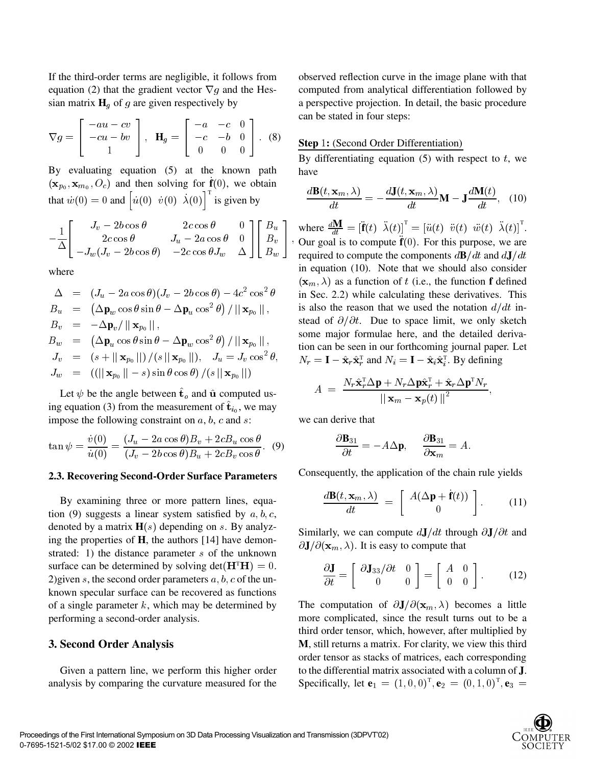If the third-order terms are negligible, it follows from equation (2) that the gradient vector $\nabla g$ and the Hessian matrix $\mathbf{H}_g$ of $g$ are given respectively by

$$\nabla g = \begin{bmatrix} -au - cv \\ -cu - bv \\ 1 \end{bmatrix}, \quad \mathbf{H}_g = \begin{bmatrix} -a & -c & 0 \\ -c & -b & 0 \\ 0 & 0 & 0 \end{bmatrix}. \quad (8)$$

By evaluating equation (5) at the known path $(\mathbf{x}_{p_0}, \mathbf{x}_{m_0}, O_c)$ and then solving for $\dot{\mathbf{f}}(0)$, we obtain that $\dot{w}(0) = 0$ and $\begin{bmatrix}\dot{u}(0) & \dot{v}(0) & \dot{\lambda}(0)\end{bmatrix}^{\mathrm{T}}$ is given by

$$-\frac{1}{\Delta}\begin{bmatrix} J_v - 2b\cos\theta & 2c\cos\theta & 0 \\ 2c\cos\theta & J_u - 2a\cos\theta & 0 \\ -J_w(J_v - 2b\cos\theta) & -2c\cos\theta J_w & \Delta \end{bmatrix}\begin{bmatrix} B_u \\ B_v \\ B_w \end{bmatrix},$$

where

$$\begin{aligned}
\Delta &= (J_u - 2a\cos\theta)(J_v - 2b\cos\theta) - 4c^2\cos^2\theta \\
B_u &= \left(\Delta\mathbf{p}_w \cos\theta\sin\theta - \Delta\mathbf{p}_u\cos^2\theta\right)/\,||\,\mathbf{x}_{p_0}\,||\,, \\
B_v &= -\Delta\mathbf{p}_v/\,||\,\mathbf{x}_{p_0}\,||\,, \\
B_w &= \left(\Delta\mathbf{p}_u \cos\theta\sin\theta - \Delta\mathbf{p}_w\cos^2\theta\right)/\,||\,\mathbf{x}_{p_0}\,||\,, \\
J_v &= (s + ||\,\mathbf{x}_{p_0}\,||)/(s\,||\,\mathbf{x}_{p_0}\,||), \quad J_u = J_v\cos^2\theta, \\
J_w &= ((||\,\mathbf{x}_{p_0}\,|| - s)\sin\theta\cos\theta)/(s\,||\,\mathbf{x}_{p_0}\,||)
\end{aligned}$$

Let $\psi$ be the angle between $\hat{\mathbf{t}}_o$ and $\hat{\mathbf{u}}$ computed using equation (3) from the measurement of $\hat{\mathbf{t}}_{i_0}$, we may impose the following constraint on $a$, $b$, $c$ and $s$:

$$\tan\psi = \frac{\dot{v}(0)}{\dot{u}(0)} = \frac{(J_u - 2a\cos\theta)B_v + 2cB_u\cos\theta}{(J_v - 2b\cos\theta)B_u + 2cB_v\cos\theta}. \quad (9)$$

### 2.3. Recovering Second-Order Surface Parameters

By examining three or more pattern lines, equation (9) suggests a linear system satisfied by $a, b, c$, denoted by a matrix $\mathbf{H}(s)$ depending on $s$. By analyzing the properties of $\mathbf{H}$, the authors [14] have demonstrated: 1) the distance parameter $s$ of the unknown surface can be determined by solving $\det(\mathbf{H}^{\mathrm{T}}\mathbf{H}) = 0$. 2)given $s$, the second order parameters $a, b, c$ of the unknown specular surface can be recovered as functions of a single parameter $k$, which may be determined by performing a second-order analysis.

## 3. Second Order Analysis

Given a pattern line, we perform this higher order analysis by comparing the curvature measured for the observed reflection curve in the image plane with that computed from analytical differentiation followed by a perspective projection. In detail, the basic procedure can be stated in four steps:

**Step 1: (Second Order Differentiation)**

By differentiating equation (5) with respect to $t$, we have

$$\frac{d\mathbf{B}(t, \mathbf{x}_m, \lambda)}{dt} = -\frac{d\mathbf{J}(t, \mathbf{x}_m, \lambda)}{dt}\mathbf{M} - \mathbf{J}\frac{d\mathbf{M}(t)}{dt}, \quad (10)$$

where $\frac{d\mathbf{M}}{dt} = [\ddot{\mathbf{f}}(t) \;\; \ddot{\lambda}(t)]^{\mathrm{T}} = [\ddot{u}(t) \;\; \ddot{v}(t) \;\; \ddot{w}(t) \;\; \ddot{\lambda}(t)]^{\mathrm{T}}$. Our goal is to compute $\ddot{\mathbf{f}}(0)$. For this purpose, we are required to compute the components $d\mathbf{B}/dt$ and $d\mathbf{J}/dt$ in equation (10). Note that we should also consider $(\mathbf{x}_m, \lambda)$ as a function of $t$ (i.e., the function $\mathbf{f}$ defined in Sec. 2.2) while calculating these derivatives. This is also the reason that we used the notation $d/dt$ instead of $\partial/\partial t$. Due to space limit, we only sketch some major formulae here, and the detailed derivation can be seen in our forthcoming journal paper. Let $N_r = \mathbf{I} - \hat{\mathbf{x}}_r\hat{\mathbf{x}}_r^{\mathrm{T}}$ and $N_i = \mathbf{I} - \hat{\mathbf{x}}_i\hat{\mathbf{x}}_i^{\mathrm{T}}$. By defining

$$A \;=\; \frac{N_r\hat{\mathbf{x}}_r^{\mathrm{T}}\Delta\mathbf{p} + N_r\Delta\mathbf{p}\hat{\mathbf{x}}_r^{\mathrm{T}} + \hat{\mathbf{x}}_r\Delta\mathbf{p}^{\mathrm{T}}N_r}{||\,\mathbf{x}_m - \mathbf{x}_p(t)\,||^2},$$

we can derive that

$$\frac{\partial\mathbf{B}_{31}}{\partial t} = -A\Delta\mathbf{p}, \qquad \frac{\partial\mathbf{B}_{31}}{\partial\mathbf{x}_m} = A.$$

Consequently, the application of the chain rule yields

$$\frac{d\mathbf{B}(t, \mathbf{x}_m, \lambda)}{dt} \;=\; \begin{bmatrix} A(\Delta\mathbf{p} + \dot{\mathbf{f}}(t)) \\ 0 \end{bmatrix}. \quad (11)$$

Similarly, we can compute $d\mathbf{J}/dt$ through $\partial\mathbf{J}/\partial t$ and $\partial\mathbf{J}/\partial(\mathbf{x}_m, \lambda)$. It is easy to compute that

$$\frac{\partial\mathbf{J}}{\partial t} = \begin{bmatrix} \partial\mathbf{J}_{33}/\partial t & 0 \\ 0 & 0 \end{bmatrix} = \begin{bmatrix} A & 0 \\ 0 & 0 \end{bmatrix}. \quad (12)$$

The computation of $\partial\mathbf{J}/\partial(\mathbf{x}_m, \lambda)$ becomes a little more complicated, since the result turns out to be a third order tensor, which, however, after multiplied by $\mathbf{M}$, still returns a matrix. For clarity, we view this third order tensor as stacks of matrices, each corresponding to the differential matrix associated with a column of $\mathbf{J}$. Specifically, let $\mathbf{e}_1 = (1, 0, 0)^{\mathrm{T}}, \mathbf{e}_2 = (0, 1, 0)^{\mathrm{T}}, \mathbf{e}_3 =$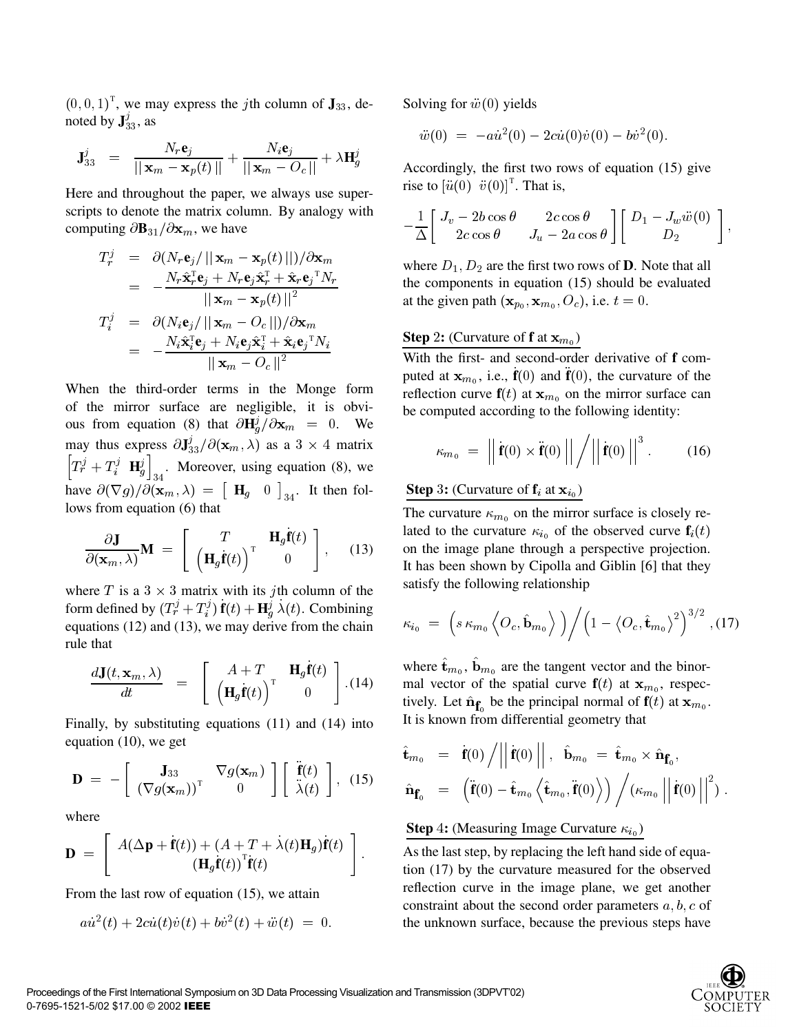$(0,0,1)^{\mathrm{T}}$, we may express the $j$th column of $\mathbf{J}_{33}$, denoted by $\mathbf{J}_{33}^j$, as

$$\mathbf{J}_{33}^j = \frac{N_r \mathbf{e}_j}{||\,\mathbf{x}_m - \mathbf{x}_p(t)\,||} + \frac{N_i \mathbf{e}_j}{||\,\mathbf{x}_m - O_c\,||} + \lambda \mathbf{H}_g^j$$

Here and throughout the paper, we always use superscripts to denote the matrix column. By analogy with computing $\partial \mathbf{B}_{31}/\partial \mathbf{x}_m$, we have

$$\begin{aligned}
T_r^j &= \partial(N_r \mathbf{e}_j / ||\,\mathbf{x}_m - \mathbf{x}_p(t)\,||)/\partial \mathbf{x}_m \\
&= -\frac{N_r \hat{\mathbf{x}}_r^{\mathrm{T}} \mathbf{e}_j + N_r \mathbf{e}_j \hat{\mathbf{x}}_r^{\mathrm{T}} + \hat{\mathbf{x}}_r \mathbf{e}_j{}^{\mathrm{T}} N_r}{||\,\mathbf{x}_m - \mathbf{x}_p(t)\,||^2} \\
T_i^j &= \partial(N_i \mathbf{e}_j / ||\,\mathbf{x}_m - O_c\,||)/\partial \mathbf{x}_m \\
&= -\frac{N_i \hat{\mathbf{x}}_i^{\mathrm{T}} \mathbf{e}_j + N_i \mathbf{e}_j \hat{\mathbf{x}}_i^{\mathrm{T}} + \hat{\mathbf{x}}_i \mathbf{e}_j{}^{\mathrm{T}} N_i}{||\,\mathbf{x}_m - O_c\,||^2}
\end{aligned}$$

When the third-order terms in the Monge form of the mirror surface are negligible, it is obvious from equation (8) that $\partial \mathbf{H}_g^j / \partial \mathbf{x}_m = 0$. We may thus express $\partial \mathbf{J}_{33}^j / \partial(\mathbf{x}_m, \lambda)$ as a $3 \times 4$ matrix $\left[T_r^j + T_i^j \;\; \mathbf{H}_g^j\right]_{34}$. Moreover, using equation (8), we have $\partial(\nabla g)/\partial(\mathbf{x}_m, \lambda) = \left[\begin{array}{cc} \mathbf{H}_g & 0 \end{array}\right]_{34}$. It then follows from equation (6) that

$$\frac{\partial \mathbf{J}}{\partial(\mathbf{x}_m, \lambda)} \mathbf{M} = \left[\begin{array}{cc} T & \mathbf{H}_g \dot{\mathbf{f}}(t) \\ \left(\mathbf{H}_g \dot{\mathbf{f}}(t)\right)^{\mathrm{T}} & 0 \end{array}\right], \quad (13)$$

where $T$ is a $3 \times 3$ matrix with its $j$th column of the form defined by $(T_r^j + T_i^j)\, \dot{\mathbf{f}}(t) + \mathbf{H}_g^j\, \dot{\lambda}(t)$. Combining equations (12) and (13), we may derive from the chain rule that

$$\frac{d\mathbf{J}(t, \mathbf{x}_m, \lambda)}{dt} = \left[\begin{array}{cc} A + T & \mathbf{H}_g \dot{\mathbf{f}}(t) \\ \left(\mathbf{H}_g \dot{\mathbf{f}}(t)\right)^{\mathrm{T}} & 0 \end{array}\right]. (14)$$

Finally, by substituting equations (11) and (14) into equation (10), we get

$$\mathbf{D} = -\left[\begin{array}{cc} \mathbf{J}_{33} & \nabla g(\mathbf{x}_m) \\ (\nabla g(\mathbf{x}_m))^{\mathrm{T}} & 0 \end{array}\right] \left[\begin{array}{c} \ddot{\mathbf{f}}(t) \\ \ddot{\lambda}(t) \end{array}\right], \quad (15)$$

where

$$\mathbf{D} = \left[\begin{array}{c} A(\Delta \mathbf{p} + \dot{\mathbf{f}}(t)) + (A + T + \dot{\lambda}(t) \mathbf{H}_g) \dot{\mathbf{f}}(t) \\ (\mathbf{H}_g \dot{\mathbf{f}}(t))^{\mathrm{T}} \dot{\mathbf{f}}(t) \end{array}\right].$$

From the last row of equation (15), we attain

$$a\dot{u}^2(t) + 2c\dot{u}(t)\dot{v}(t) + b\dot{v}^2(t) + \ddot{w}(t) = 0.$$

Solving for $\ddot{w}(0)$ yields

$$\ddot{w}(0) = -a\dot{u}^2(0) - 2c\dot{u}(0)\dot{v}(0) - b\dot{v}^2(0).$$

Accordingly, the first two rows of equation (15) give rise to $[\ddot{u}(0) \;\; \ddot{v}(0)]^{\mathrm{T}}$. That is,

$$-\frac{1}{\Delta} \left[\begin{array}{cc} J_v - 2b\cos\theta & 2c\cos\theta \\ 2c\cos\theta & J_u - 2a\cos\theta \end{array}\right] \left[\begin{array}{c} D_1 - J_w \ddot{w}(0) \\ D_2 \end{array}\right],$$

where $D_1, D_2$ are the first two rows of $\mathbf{D}$. Note that all the components in equation (15) should be evaluated at the given path $(\mathbf{x}_{p_0}, \mathbf{x}_{m_0}, O_c)$, i.e. $t = 0$.

**Step 2: (Curvature of $\mathbf{f}$ at $\mathbf{x}_{m_0}$)**

With the first- and second-order derivative of $\mathbf{f}$ computed at $\mathbf{x}_{m_0}$, i.e., $\dot{\mathbf{f}}(0)$ and $\ddot{\mathbf{f}}(0)$, the curvature of the reflection curve $\mathbf{f}(t)$ at $\mathbf{x}_{m_0}$ on the mirror surface can be computed according to the following identity:

$$\kappa_{m_0} = \left|\left| \dot{\mathbf{f}}(0) \times \ddot{\mathbf{f}}(0) \right|\right| \Big/ \left|\left| \dot{\mathbf{f}}(0) \right|\right|^3. \quad (16)$$

**Step 3: (Curvature of $\mathbf{f}_i$ at $\mathbf{x}_{i_0}$)**

The curvature $\kappa_{m_0}$ on the mirror surface is closely related to the curvature $\kappa_{i_0}$ of the observed curve $\mathbf{f}_i(t)$ on the image plane through a perspective projection. It has been shown by Cipolla and Giblin [6] that they satisfy the following relationship

$$\kappa_{i_0} = \left(s\, \kappa_{m_0} \left\langle O_c, \hat{\mathbf{b}}_{m_0} \right\rangle \right) \Big/ \left(1 - \left\langle O_c, \hat{\mathbf{t}}_{m_0} \right\rangle^2 \right)^{3/2}, (17)$$

where $\hat{\mathbf{t}}_{m_0}$, $\hat{\mathbf{b}}_{m_0}$ are the tangent vector and the binormal vector of the spatial curve $\mathbf{f}(t)$ at $\mathbf{x}_{m_0}$, respectively. Let $\hat{\mathbf{n}}_{\mathbf{f}_0}$ be the principal normal of $\mathbf{f}(t)$ at $\mathbf{x}_{m_0}$. It is known from differential geometry that

$$\begin{aligned}
\hat{\mathbf{t}}_{m_0} &= \dot{\mathbf{f}}(0) \Big/ \left|\left| \dot{\mathbf{f}}(0) \right|\right|, \quad \hat{\mathbf{b}}_{m_0} = \hat{\mathbf{t}}_{m_0} \times \hat{\mathbf{n}}_{\mathbf{f}_0}, \\
\hat{\mathbf{n}}_{\mathbf{f}_0} &= \left(\ddot{\mathbf{f}}(0) - \hat{\mathbf{t}}_{m_0} \left\langle \hat{\mathbf{t}}_{m_0}, \ddot{\mathbf{f}}(0) \right\rangle \right) \Big/ \left(\kappa_{m_0} \left|\left| \dot{\mathbf{f}}(0) \right|\right|^2 \right).
\end{aligned}$$

**Step 4: (Measuring Image Curvature $\kappa_{i_0}$)**

As the last step, by replacing the left hand side of equation (17) by the curvature measured for the observed reflection curve in the image plane, we get another constraint about the second order parameters $a, b, c$ of the unknown surface, because the previous steps have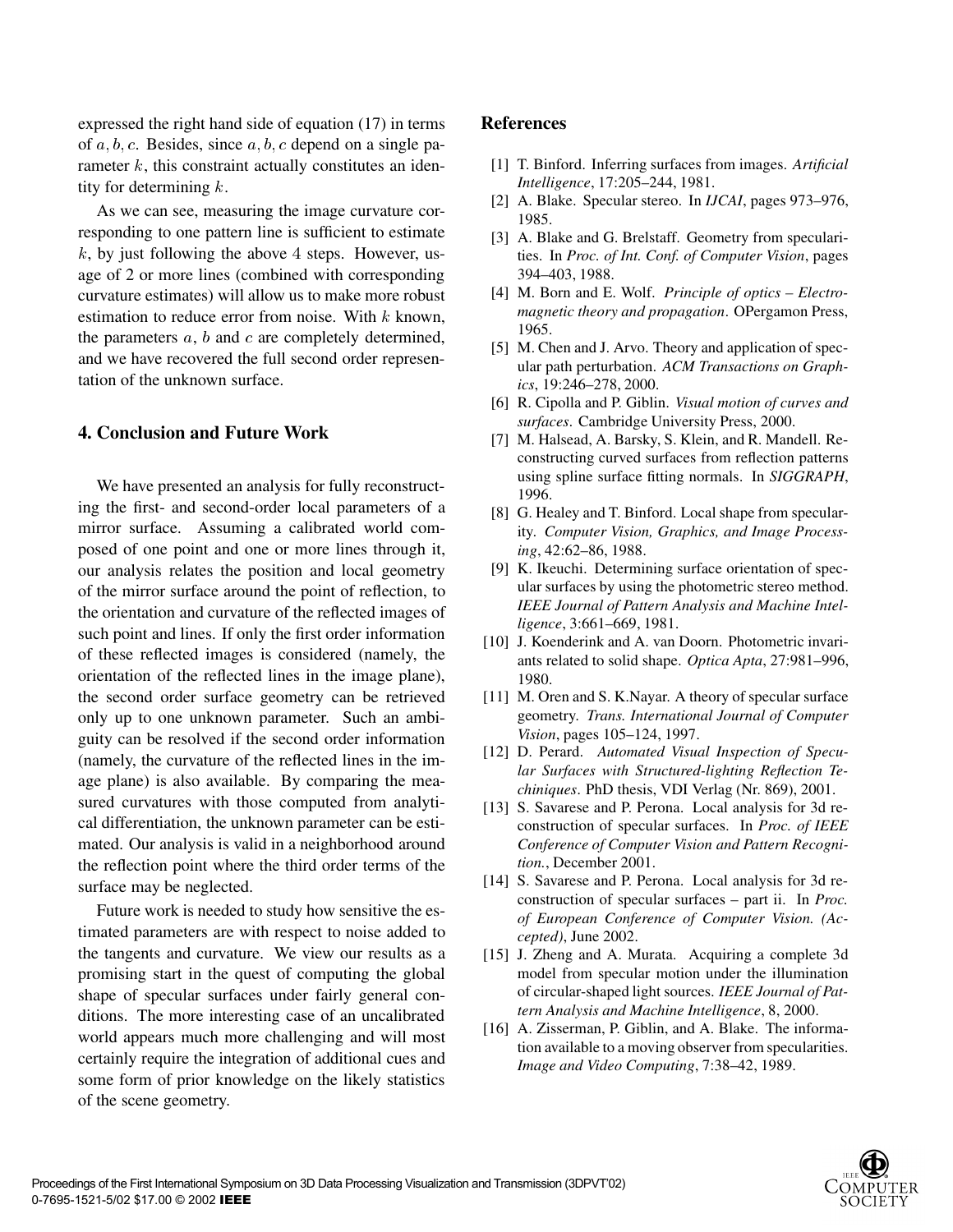expressed the right hand side of equation (17) in terms of $a, b, c$. Besides, since $a, b, c$ depend on a single parameter $k$, this constraint actually constitutes an identity for determining $k$.

As we can see, measuring the image curvature corresponding to one pattern line is sufficient to estimate $k$, by just following the above 4 steps. However, usage of 2 or more lines (combined with corresponding curvature estimates) will allow us to make more robust estimation to reduce error from noise. With $k$ known, the parameters $a$, $b$ and $c$ are completely determined, and we have recovered the full second order representation of the unknown surface.

## 4. Conclusion and Future Work

We have presented an analysis for fully reconstructing the first- and second-order local parameters of a mirror surface. Assuming a calibrated world composed of one point and one or more lines through it, our analysis relates the position and local geometry of the mirror surface around the point of reflection, to the orientation and curvature of the reflected images of such point and lines. If only the first order information of these reflected images is considered (namely, the orientation of the reflected lines in the image plane), the second order surface geometry can be retrieved only up to one unknown parameter. Such an ambiguity can be resolved if the second order information (namely, the curvature of the reflected lines in the image plane) is also available. By comparing the measured curvatures with those computed from analytical differentiation, the unknown parameter can be estimated. Our analysis is valid in a neighborhood around the reflection point where the third order terms of the surface may be neglected.

Future work is needed to study how sensitive the estimated parameters are with respect to noise added to the tangents and curvature. We view our results as a promising start in the quest of computing the global shape of specular surfaces under fairly general conditions. The more interesting case of an uncalibrated world appears much more challenging and will most certainly require the integration of additional cues and some form of prior knowledge on the likely statistics of the scene geometry.

## References

[1] T. Binford. Inferring surfaces from images. *Artificial Intelligence*, 17:205–244, 1981.

[2] A. Blake. Specular stereo. In *IJCAI*, pages 973–976, 1985.

[3] A. Blake and G. Brelstaff. Geometry from specularities. In *Proc. of Int. Conf. of Computer Vision*, pages 394–403, 1988.

[4] M. Born and E. Wolf. *Principle of optics – Electromagnetic theory and propagation*. OPergamon Press, 1965.

[5] M. Chen and J. Arvo. Theory and application of specular path perturbation. *ACM Transactions on Graphics*, 19:246–278, 2000.

[6] R. Cipolla and P. Giblin. *Visual motion of curves and surfaces*. Cambridge University Press, 2000.

[7] M. Halsead, A. Barsky, S. Klein, and R. Mandell. Reconstructing curved surfaces from reflection patterns using spline surface fitting normals. In *SIGGRAPH*, 1996.

[8] G. Healey and T. Binford. Local shape from specularity. *Computer Vision, Graphics, and Image Processing*, 42:62–86, 1988.

[9] K. Ikeuchi. Determining surface orientation of specular surfaces by using the photometric stereo method. *IEEE Journal of Pattern Analysis and Machine Intelligence*, 3:661–669, 1981.

[10] J. Koenderink and A. van Doorn. Photometric invariants related to solid shape. *Optica Apta*, 27:981–996, 1980.

[11] M. Oren and S. K.Nayar. A theory of specular surface geometry. *Trans. International Journal of Computer Vision*, pages 105–124, 1997.

[12] D. Perard. *Automated Visual Inspection of Specular Surfaces with Structured-lighting Reflection Techiniques*. PhD thesis, VDI Verlag (Nr. 869), 2001.

[13] S. Savarese and P. Perona. Local analysis for 3d reconstruction of specular surfaces. In *Proc. of IEEE Conference of Computer Vision and Pattern Recognition.*, December 2001.

[14] S. Savarese and P. Perona. Local analysis for 3d reconstruction of specular surfaces – part ii. In *Proc. of European Conference of Computer Vision. (Accepted)*, June 2002.

[15] J. Zheng and A. Murata. Acquiring a complete 3d model from specular motion under the illumination of circular-shaped light sources. *IEEE Journal of Pattern Analysis and Machine Intelligence*, 8, 2000.

[16] A. Zisserman, P. Giblin, and A. Blake. The information available to a moving observer from specularities. *Image and Video Computing*, 7:38–42, 1989.